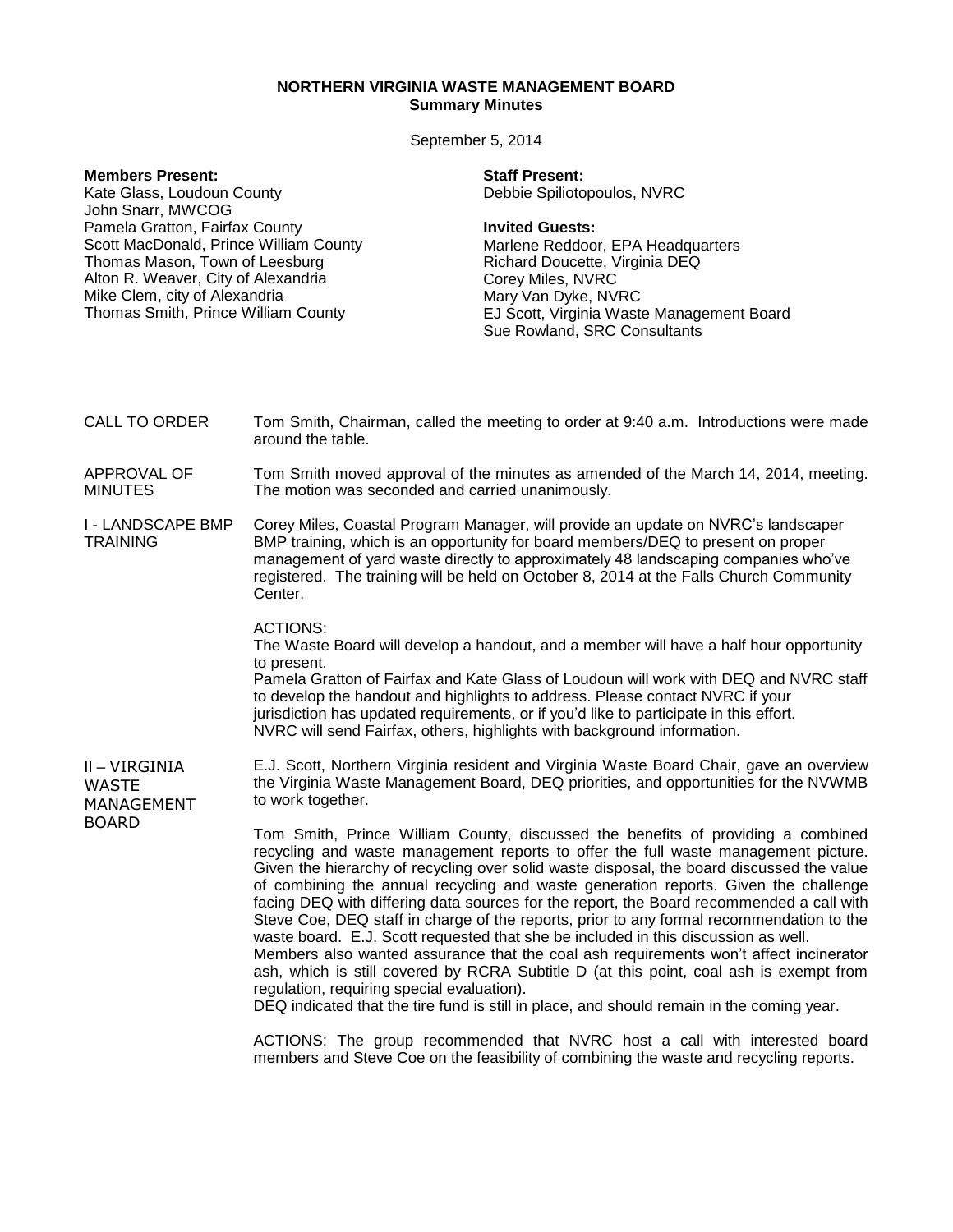# NORTHERN VIRGINIA WASTE MANAGEMENT BOARD
## Summary Minutes

September 5, 2014

**Members Present:**
Kate Glass, Loudoun County
John Snarr, MWCOG
Pamela Gratton, Fairfax County
Scott MacDonald, Prince William County
Thomas Mason, Town of Leesburg
Alton R. Weaver, City of Alexandria
Mike Clem, city of Alexandria
Thomas Smith, Prince William County

**Staff Present:**
Debbie Spiliotopoulos, NVRC

**Invited Guests:**
Marlene Reddoor, EPA Headquarters
Richard Doucette, Virginia DEQ
Corey Miles, NVRC
Mary Van Dyke, NVRC
EJ Scott, Virginia Waste Management Board
Sue Rowland, SRC Consultants

**CALL TO ORDER**

Tom Smith, Chairman, called the meeting to order at 9:40 a.m. Introductions were made around the table.

**APPROVAL OF MINUTES**

Tom Smith moved approval of the minutes as amended of the March 14, 2014, meeting. The motion was seconded and carried unanimously.

**I - LANDSCAPE BMP TRAINING**

Corey Miles, Coastal Program Manager, will provide an update on NVRC's landscaper BMP training, which is an opportunity for board members/DEQ to present on proper management of yard waste directly to approximately 48 landscaping companies who've registered. The training will be held on October 8, 2014 at the Falls Church Community Center.

ACTIONS:
The Waste Board will develop a handout, and a member will have a half hour opportunity to present.
Pamela Gratton of Fairfax and Kate Glass of Loudoun will work with DEQ and NVRC staff to develop the handout and highlights to address. Please contact NVRC if your jurisdiction has updated requirements, or if you'd like to participate in this effort.
NVRC will send Fairfax, others, highlights with background information.

**II – VIRGINIA WASTE MANAGEMENT BOARD**

E.J. Scott, Northern Virginia resident and Virginia Waste Board Chair, gave an overview the Virginia Waste Management Board, DEQ priorities, and opportunities for the NVWMB to work together.

Tom Smith, Prince William County, discussed the benefits of providing a combined recycling and waste management reports to offer the full waste management picture. Given the hierarchy of recycling over solid waste disposal, the board discussed the value of combining the annual recycling and waste generation reports. Given the challenge facing DEQ with differing data sources for the report, the Board recommended a call with Steve Coe, DEQ staff in charge of the reports, prior to any formal recommendation to the waste board. E.J. Scott requested that she be included in this discussion as well.
Members also wanted assurance that the coal ash requirements won't affect incinerator ash, which is still covered by RCRA Subtitle D (at this point, coal ash is exempt from regulation, requiring special evaluation).
DEQ indicated that the tire fund is still in place, and should remain in the coming year.

ACTIONS: The group recommended that NVRC host a call with interested board members and Steve Coe on the feasibility of combining the waste and recycling reports.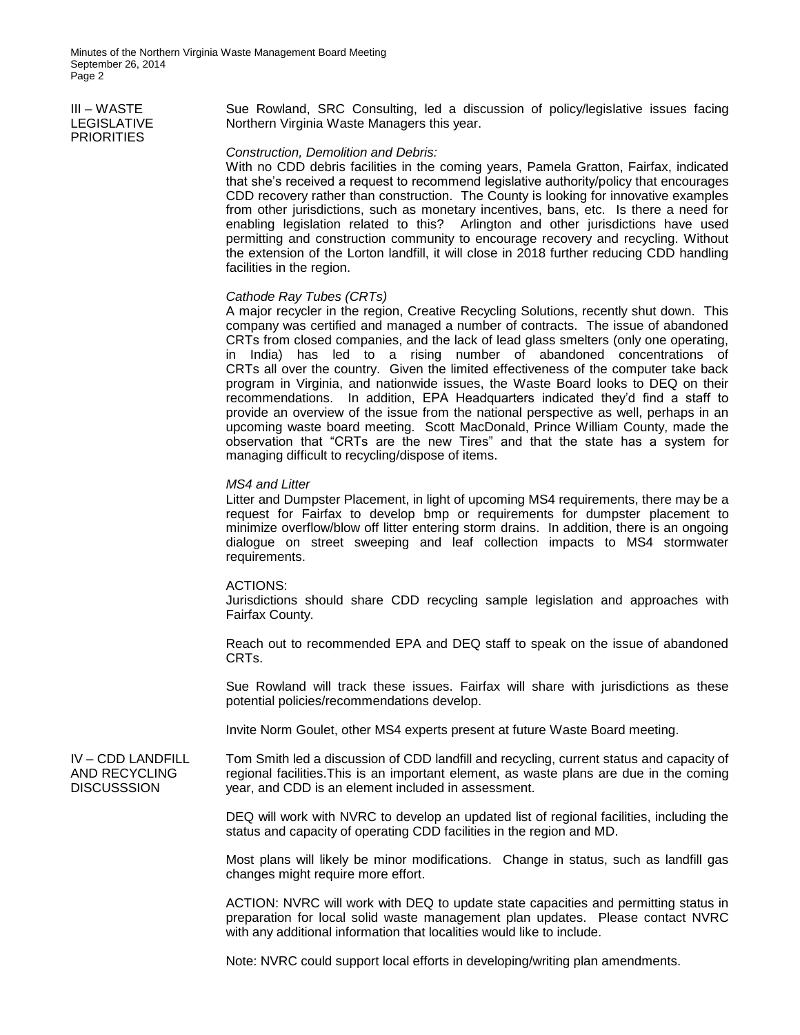## III – WASTE LEGISLATIVE PRIORITIES

Sue Rowland, SRC Consulting, led a discussion of policy/legislative issues facing Northern Virginia Waste Managers this year.

*Construction, Demolition and Debris:*

With no CDD debris facilities in the coming years, Pamela Gratton, Fairfax, indicated that she's received a request to recommend legislative authority/policy that encourages CDD recovery rather than construction. The County is looking for innovative examples from other jurisdictions, such as monetary incentives, bans, etc. Is there a need for enabling legislation related to this? Arlington and other jurisdictions have used permitting and construction community to encourage recovery and recycling. Without the extension of the Lorton landfill, it will close in 2018 further reducing CDD handling facilities in the region.

*Cathode Ray Tubes (CRTs)*

A major recycler in the region, Creative Recycling Solutions, recently shut down. This company was certified and managed a number of contracts. The issue of abandoned CRTs from closed companies, and the lack of lead glass smelters (only one operating, in India) has led to a rising number of abandoned concentrations of CRTs all over the country. Given the limited effectiveness of the computer take back program in Virginia, and nationwide issues, the Waste Board looks to DEQ on their recommendations. In addition, EPA Headquarters indicated they'd find a staff to provide an overview of the issue from the national perspective as well, perhaps in an upcoming waste board meeting. Scott MacDonald, Prince William County, made the observation that "CRTs are the new Tires" and that the state has a system for managing difficult to recycling/dispose of items.

*MS4 and Litter*

Litter and Dumpster Placement, in light of upcoming MS4 requirements, there may be a request for Fairfax to develop bmp or requirements for dumpster placement to minimize overflow/blow off litter entering storm drains. In addition, there is an ongoing dialogue on street sweeping and leaf collection impacts to MS4 stormwater requirements.

ACTIONS:

Jurisdictions should share CDD recycling sample legislation and approaches with Fairfax County.

Reach out to recommended EPA and DEQ staff to speak on the issue of abandoned CRTs.

Sue Rowland will track these issues. Fairfax will share with jurisdictions as these potential policies/recommendations develop.

Invite Norm Goulet, other MS4 experts present at future Waste Board meeting.

## IV – CDD LANDFILL AND RECYCLING DISCUSSSION

Tom Smith led a discussion of CDD landfill and recycling, current status and capacity of regional facilities.This is an important element, as waste plans are due in the coming year, and CDD is an element included in assessment.

DEQ will work with NVRC to develop an updated list of regional facilities, including the status and capacity of operating CDD facilities in the region and MD.

Most plans will likely be minor modifications. Change in status, such as landfill gas changes might require more effort.

ACTION: NVRC will work with DEQ to update state capacities and permitting status in preparation for local solid waste management plan updates. Please contact NVRC with any additional information that localities would like to include.

Note: NVRC could support local efforts in developing/writing plan amendments.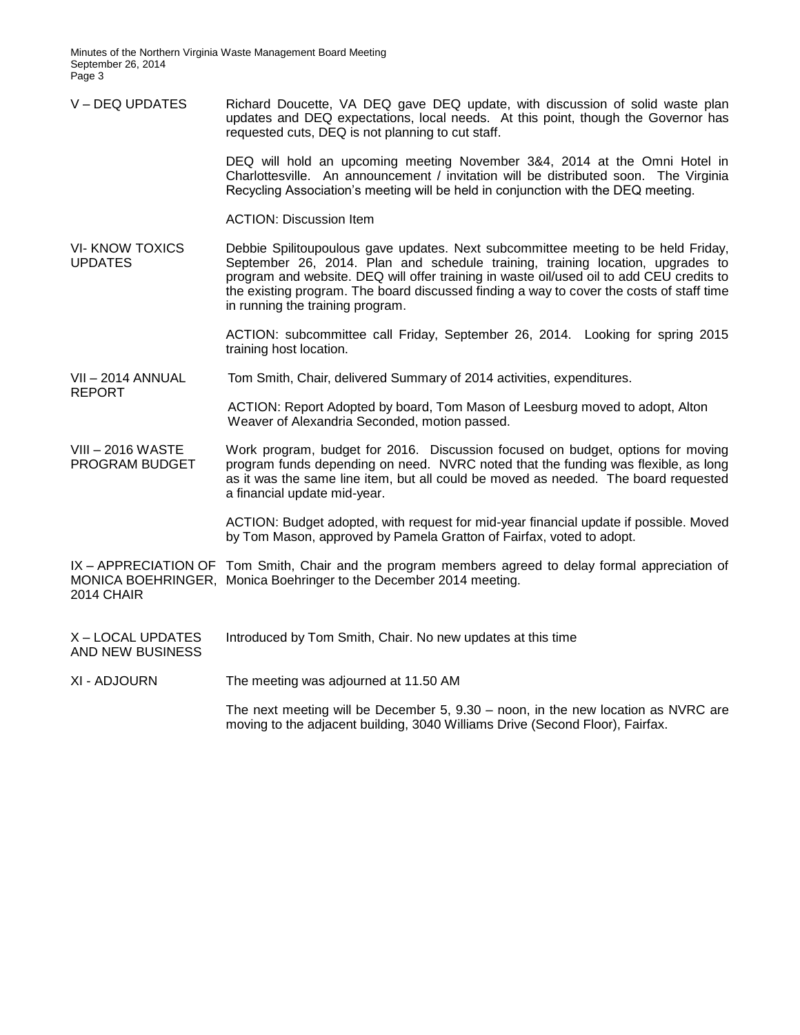**V – DEQ UPDATES**

Richard Doucette, VA DEQ gave DEQ update, with discussion of solid waste plan updates and DEQ expectations, local needs. At this point, though the Governor has requested cuts, DEQ is not planning to cut staff.

DEQ will hold an upcoming meeting November 3&4, 2014 at the Omni Hotel in Charlottesville. An announcement / invitation will be distributed soon. The Virginia Recycling Association's meeting will be held in conjunction with the DEQ meeting.

ACTION: Discussion Item

**VI- KNOW TOXICS UPDATES**

Debbie Spilitoupoulous gave updates. Next subcommittee meeting to be held Friday, September 26, 2014. Plan and schedule training, training location, upgrades to program and website. DEQ will offer training in waste oil/used oil to add CEU credits to the existing program. The board discussed finding a way to cover the costs of staff time in running the training program.

ACTION: subcommittee call Friday, September 26, 2014. Looking for spring 2015 training host location.

**VII – 2014 ANNUAL REPORT**

Tom Smith, Chair, delivered Summary of 2014 activities, expenditures.

ACTION: Report Adopted by board, Tom Mason of Leesburg moved to adopt, Alton Weaver of Alexandria Seconded, motion passed.

**VIII – 2016 WASTE PROGRAM BUDGET**

Work program, budget for 2016. Discussion focused on budget, options for moving program funds depending on need. NVRC noted that the funding was flexible, as long as it was the same line item, but all could be moved as needed. The board requested a financial update mid-year.

ACTION: Budget adopted, with request for mid-year financial update if possible. Moved by Tom Mason, approved by Pamela Gratton of Fairfax, voted to adopt.

**IX – APPRECIATION OF MONICA BOEHRINGER, 2014 CHAIR**

Tom Smith, Chair and the program members agreed to delay formal appreciation of Monica Boehringer to the December 2014 meeting.

**X – LOCAL UPDATES AND NEW BUSINESS**

Introduced by Tom Smith, Chair. No new updates at this time

**XI - ADJOURN**

The meeting was adjourned at 11.50 AM

The next meeting will be December 5, 9.30 – noon, in the new location as NVRC are moving to the adjacent building, 3040 Williams Drive (Second Floor), Fairfax.